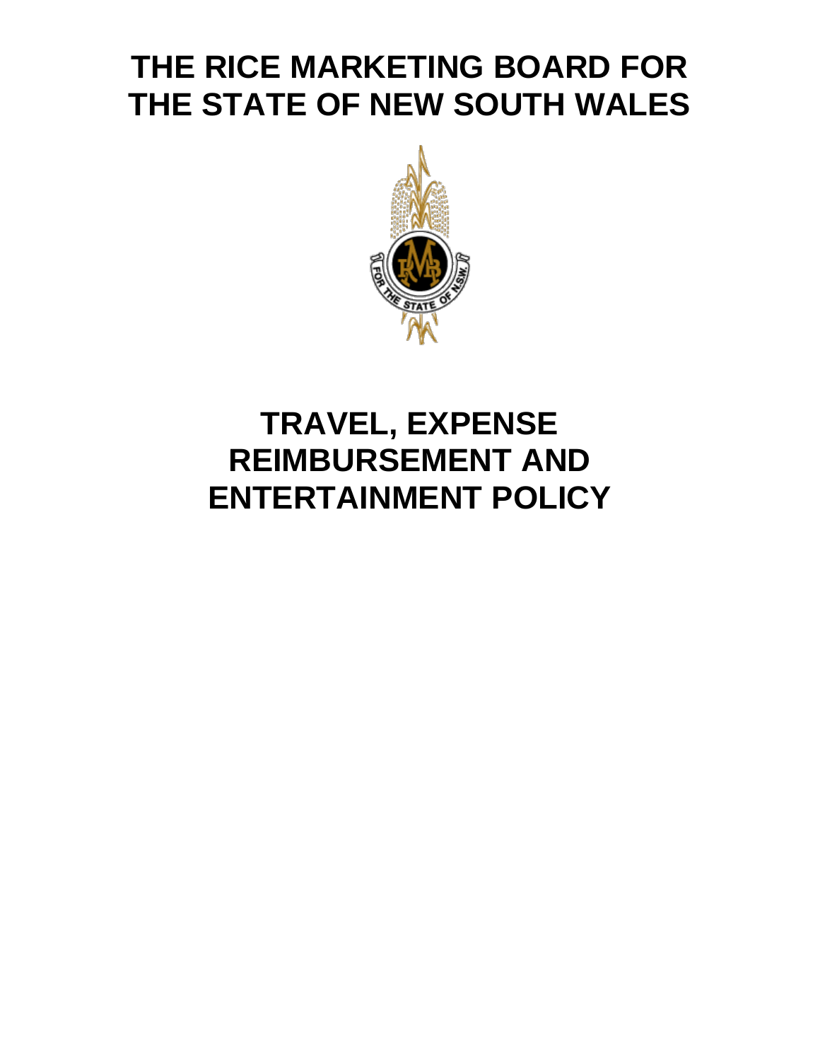# THE RICE MARKETING BOARD FOR THE STATE OF NEW SOUTH WALES

# TRAVEL, EXPENSE REIMBURSEMENT AND ENTERTAINMENT POLICY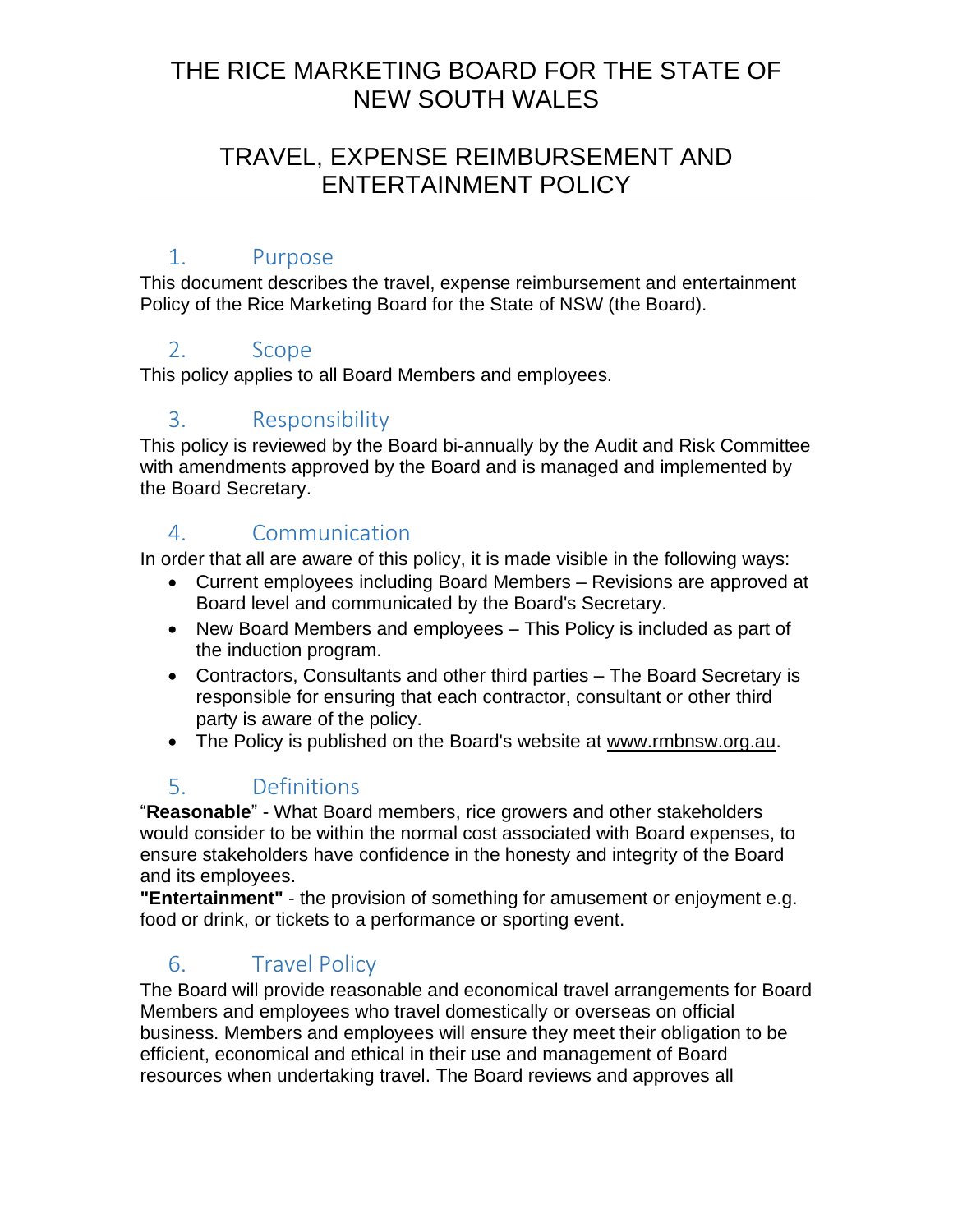# THE RICE MARKETING BOARD FOR THE STATE OF NEW SOUTH WALES

# TRAVEL, EXPENSE REIMBURSEMENT AND ENTERTAINMENT POLICY

## 1. Purpose

This document describes the travel, expense reimbursement and entertainment Policy of the Rice Marketing Board for the State of NSW (the Board).

## 2. Scope

This policy applies to all Board Members and employees.

## 3. Responsibility

This policy is reviewed by the Board bi-annually by the Audit and Risk Committee with amendments approved by the Board and is managed and implemented by the Board Secretary.

## 4. Communication

In order that all are aware of this policy, it is made visible in the following ways:

- Current employees including Board Members – Revisions are approved at Board level and communicated by the Board's Secretary.
- New Board Members and employees – This Policy is included as part of the induction program.
- Contractors, Consultants and other third parties – The Board Secretary is responsible for ensuring that each contractor, consultant or other third party is aware of the policy.
- The Policy is published on the Board's website at www.rmbnsw.org.au.

## 5. Definitions

"**Reasonable**" - What Board members, rice growers and other stakeholders would consider to be within the normal cost associated with Board expenses, to ensure stakeholders have confidence in the honesty and integrity of the Board and its employees.

**"Entertainment"** - the provision of something for amusement or enjoyment e.g. food or drink, or tickets to a performance or sporting event.

## 6. Travel Policy

The Board will provide reasonable and economical travel arrangements for Board Members and employees who travel domestically or overseas on official business. Members and employees will ensure they meet their obligation to be efficient, economical and ethical in their use and management of Board resources when undertaking travel. The Board reviews and approves all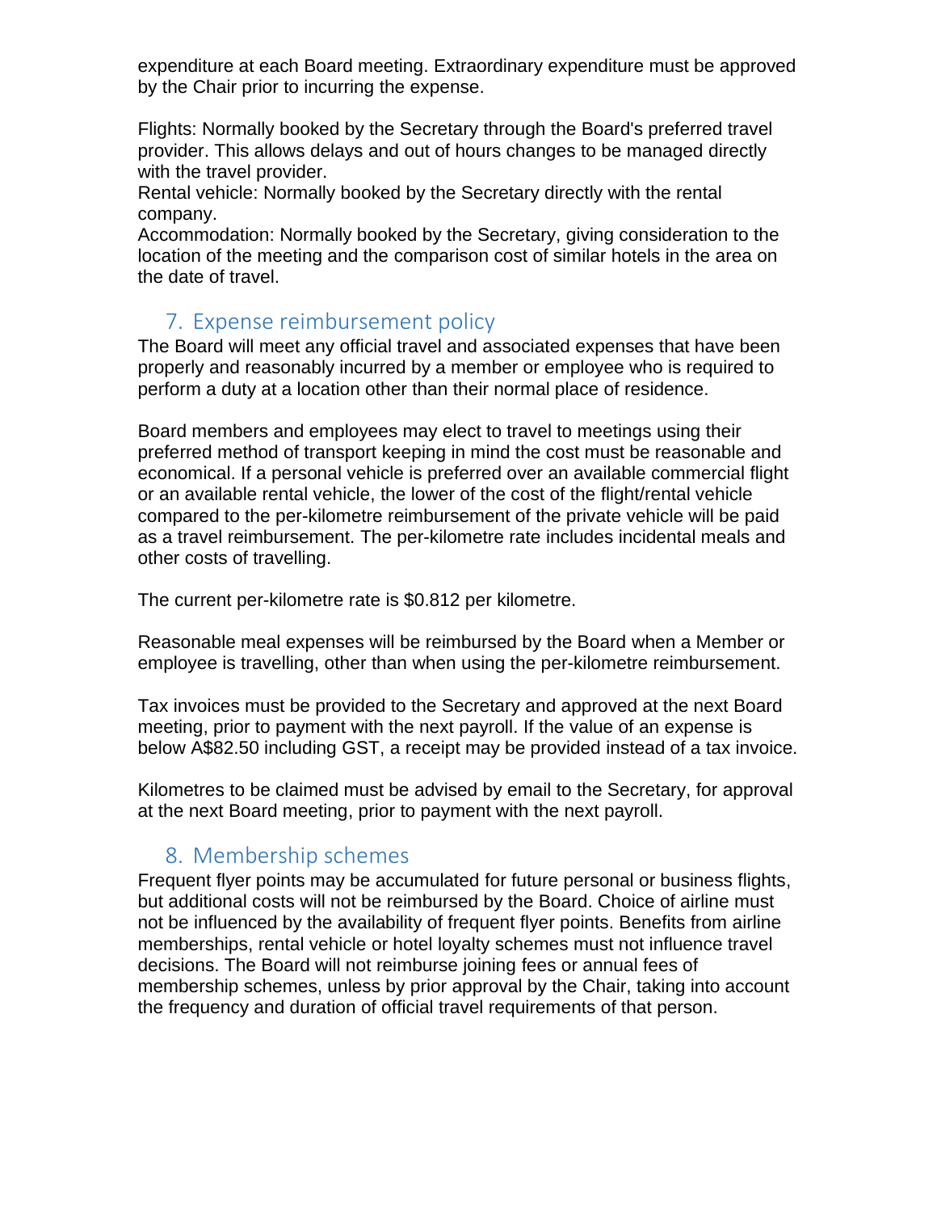expenditure at each Board meeting. Extraordinary expenditure must be approved by the Chair prior to incurring the expense.

Flights: Normally booked by the Secretary through the Board's preferred travel provider. This allows delays and out of hours changes to be managed directly with the travel provider.
Rental vehicle: Normally booked by the Secretary directly with the rental company.
Accommodation: Normally booked by the Secretary, giving consideration to the location of the meeting and the comparison cost of similar hotels in the area on the date of travel.

## 7. Expense reimbursement policy

The Board will meet any official travel and associated expenses that have been properly and reasonably incurred by a member or employee who is required to perform a duty at a location other than their normal place of residence.

Board members and employees may elect to travel to meetings using their preferred method of transport keeping in mind the cost must be reasonable and economical. If a personal vehicle is preferred over an available commercial flight or an available rental vehicle, the lower of the cost of the flight/rental vehicle compared to the per-kilometre reimbursement of the private vehicle will be paid as a travel reimbursement. The per-kilometre rate includes incidental meals and other costs of travelling.

The current per-kilometre rate is $0.812 per kilometre.

Reasonable meal expenses will be reimbursed by the Board when a Member or employee is travelling, other than when using the per-kilometre reimbursement.

Tax invoices must be provided to the Secretary and approved at the next Board meeting, prior to payment with the next payroll. If the value of an expense is below A$82.50 including GST, a receipt may be provided instead of a tax invoice.

Kilometres to be claimed must be advised by email to the Secretary, for approval at the next Board meeting, prior to payment with the next payroll.

## 8. Membership schemes

Frequent flyer points may be accumulated for future personal or business flights, but additional costs will not be reimbursed by the Board. Choice of airline must not be influenced by the availability of frequent flyer points. Benefits from airline memberships, rental vehicle or hotel loyalty schemes must not influence travel decisions. The Board will not reimburse joining fees or annual fees of membership schemes, unless by prior approval by the Chair, taking into account the frequency and duration of official travel requirements of that person.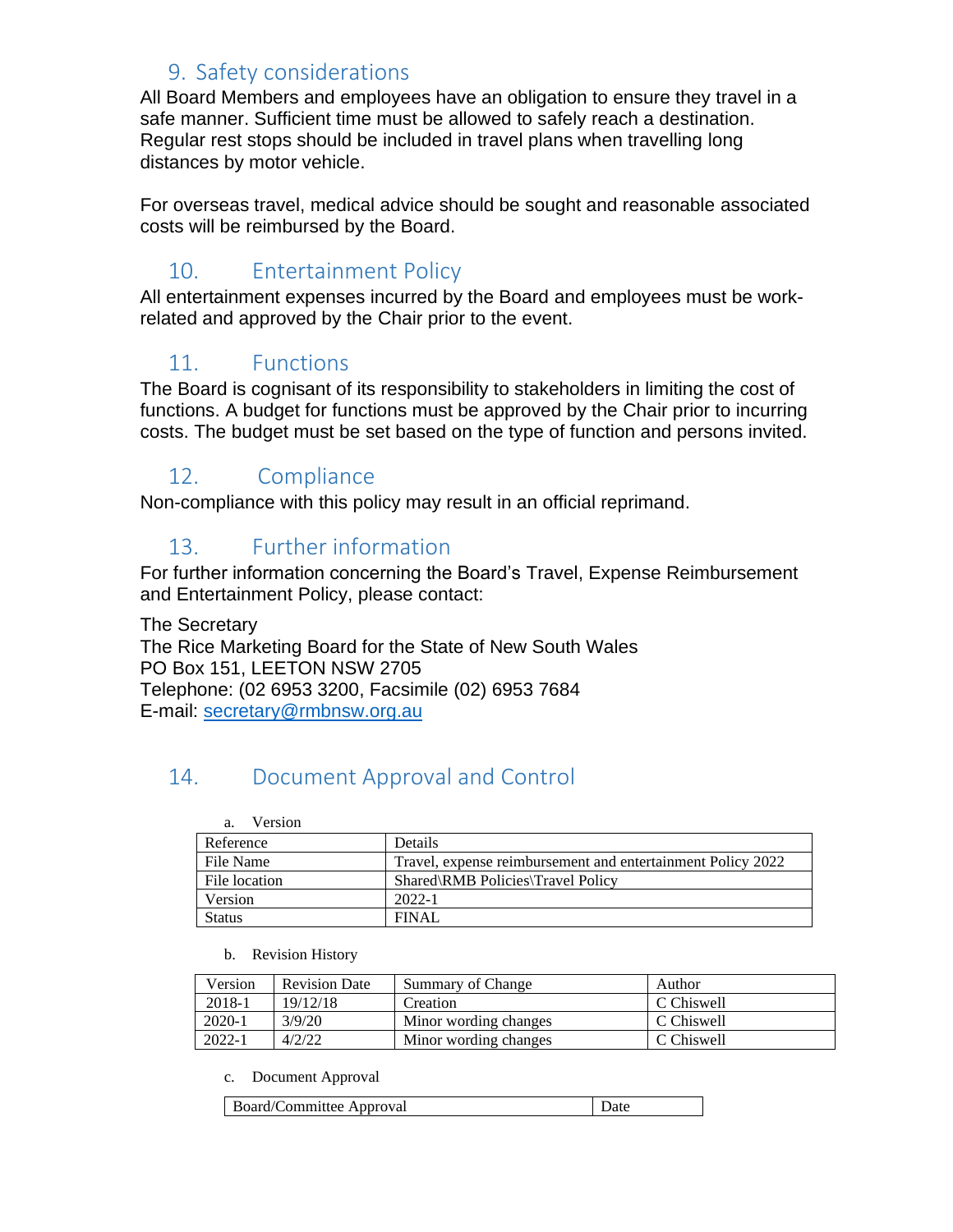## 9. Safety considerations

All Board Members and employees have an obligation to ensure they travel in a safe manner. Sufficient time must be allowed to safely reach a destination. Regular rest stops should be included in travel plans when travelling long distances by motor vehicle.

For overseas travel, medical advice should be sought and reasonable associated costs will be reimbursed by the Board.

## 10. Entertainment Policy

All entertainment expenses incurred by the Board and employees must be work-related and approved by the Chair prior to the event.

## 11. Functions

The Board is cognisant of its responsibility to stakeholders in limiting the cost of functions. A budget for functions must be approved by the Chair prior to incurring costs. The budget must be set based on the type of function and persons invited.

## 12. Compliance

Non-compliance with this policy may result in an official reprimand.

## 13. Further information

For further information concerning the Board's Travel, Expense Reimbursement and Entertainment Policy, please contact:

The Secretary
The Rice Marketing Board for the State of New South Wales
PO Box 151, LEETON NSW 2705
Telephone: (02 6953 3200, Facsimile (02) 6953 7684
E-mail: secretary@rmbnsw.org.au

## 14. Document Approval and Control

a. Version

| Reference | Details |
|---|---|
| File Name | Travel, expense reimbursement and entertainment Policy 2022 |
| File location | Shared\RMB Policies\Travel Policy |
| Version | 2022-1 |
| Status | FINAL |

b. Revision History

| Version | Revision Date | Summary of Change | Author |
|---|---|---|---|
| 2018-1 | 19/12/18 | Creation | C Chiswell |
| 2020-1 | 3/9/20 | Minor wording changes | C Chiswell |
| 2022-1 | 4/2/22 | Minor wording changes | C Chiswell |

c. Document Approval

| Board/Committee Approval | Date |
|---|---|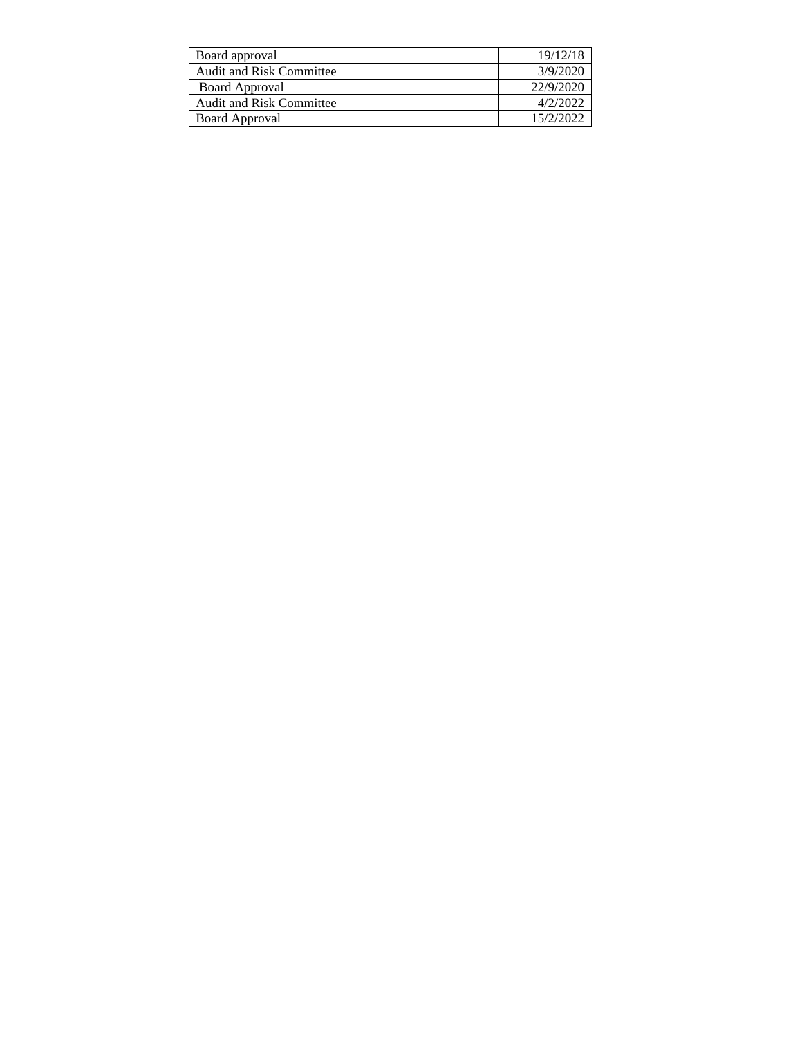| | |
|---|---|
| Board approval | 19/12/18 |
| Audit and Risk Committee | 3/9/2020 |
| Board Approval | 22/9/2020 |
| Audit and Risk Committee | 4/2/2022 |
| Board Approval | 15/2/2022 |